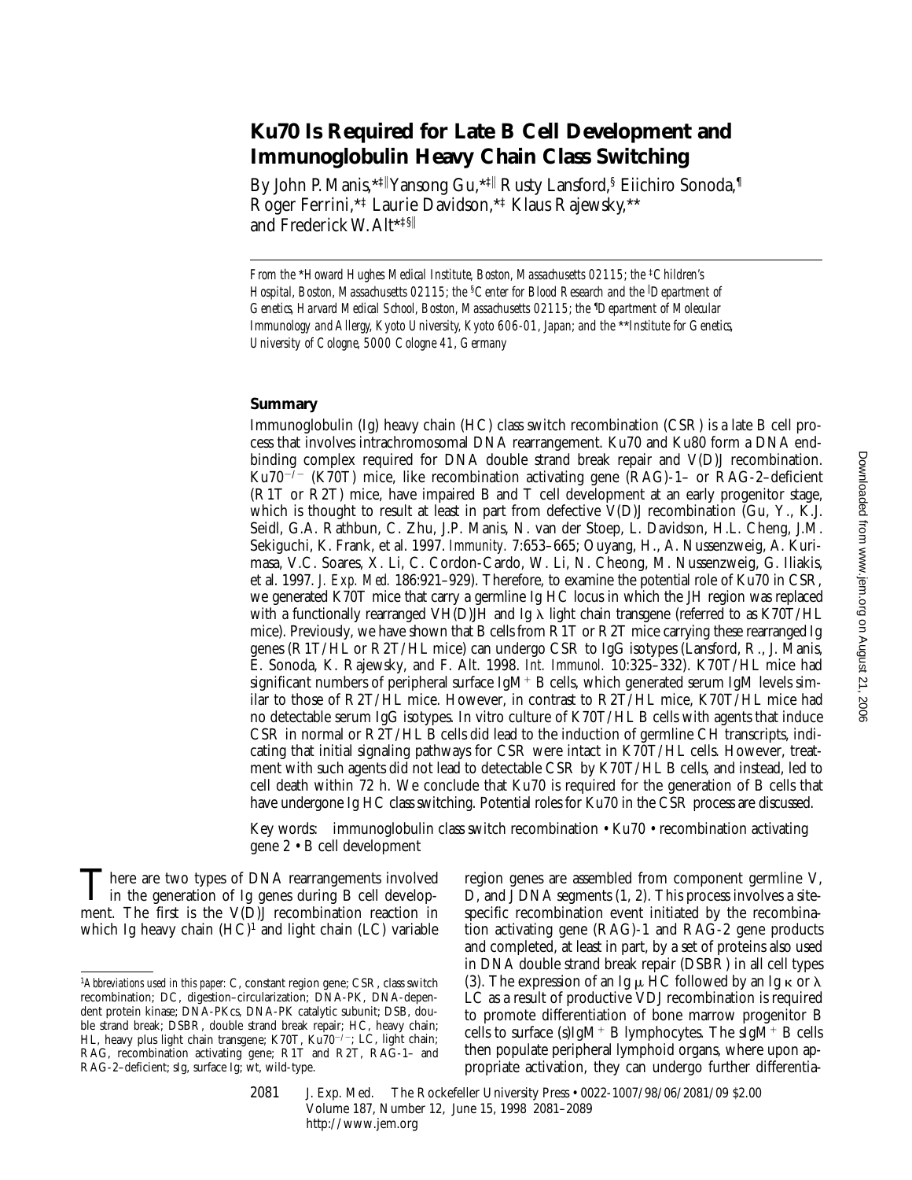# Ku70 Is Required for Late B Cell Development and Immunoglobulin Heavy Chain Class Switching

By John P. Manis,[*‡∥] Yansong Gu,[*‡∥] Rusty Lansford,[§] Eiichiro Sonoda,[¶] Roger Ferrini,[*‡] Laurie Davidson,[*‡] Klaus Rajewsky,[**] and Frederick W. Alt[*‡§∥]

*From the \*Howard Hughes Medical Institute, Boston, Massachusetts 02115; the ‡Children's Hospital, Boston, Massachusetts 02115; the §Center for Blood Research and the ∥Department of Genetics, Harvard Medical School, Boston, Massachusetts 02115; the ¶Department of Molecular Immunology and Allergy, Kyoto University, Kyoto 606-01, Japan; and the \*\*Institute for Genetics, University of Cologne, 5000 Cologne 41, Germany*

## Summary

Immunoglobulin (Ig) heavy chain (HC) class switch recombination (CSR) is a late B cell process that involves intrachromosomal DNA rearrangement. Ku70 and Ku80 form a DNA end-binding complex required for DNA double strand break repair and V(D)J recombination. $Ku70^{-/-}$ (K70T) mice, like recombination activating gene (RAG)-1– or RAG-2–deficient (R1T or R2T) mice, have impaired B and T cell development at an early progenitor stage, which is thought to result at least in part from defective V(D)J recombination (Gu, Y., K.J. Seidl, G.A. Rathbun, C. Zhu, J.P. Manis, N. van der Stoep, L. Davidson, H.L. Cheng, J.M. Sekiguchi, K. Frank, et al. 1997. *Immunity.* 7:653–665; Ouyang, H., A. Nussenzweig, A. Kurimasa, V.C. Soares, X. Li, C. Cordon-Cardo, W. Li, N. Cheong, M. Nussenzweig, G. Iliakis, et al. 1997. *J. Exp. Med.* 186:921–929). Therefore, to examine the potential role of Ku70 in CSR, we generated K70T mice that carry a germline Ig HC locus in which the JH region was replaced with a functionally rearranged VH(D)JH and Ig λ light chain transgene (referred to as K70T/HL mice). Previously, we have shown that B cells from R1T or R2T mice carrying these rearranged Ig genes (R1T/HL or R2T/HL mice) can undergo CSR to IgG isotypes (Lansford, R., J. Manis, E. Sonoda, K. Rajewsky, and F. Alt. 1998. *Int. Immunol.* 10:325–332). K70T/HL mice had significant numbers of peripheral surface $IgM^+$ B cells, which generated serum IgM levels similar to those of R2T/HL mice. However, in contrast to R2T/HL mice, K70T/HL mice had no detectable serum IgG isotypes. In vitro culture of K70T/HL B cells with agents that induce CSR in normal or R2T/HL B cells did lead to the induction of germline CH transcripts, indicating that initial signaling pathways for CSR were intact in K70T/HL cells. However, treatment with such agents did not lead to detectable CSR by K70T/HL B cells, and instead, led to cell death within 72 h. We conclude that Ku70 is required for the generation of B cells that have undergone Ig HC class switching. Potential roles for Ku70 in the CSR process are discussed.

Key words: immunoglobulin class switch recombination • Ku70 • recombination activating gene 2 • B cell development

There are two types of DNA rearrangements involved in the generation of Ig genes during B cell development. The first is the V(D)J recombination reaction in which Ig heavy chain (HC)[1] and light chain (LC) variable region genes are assembled from component germline V, D, and J DNA segments (1, 2). This process involves a site-specific recombination event initiated by the recombination activating gene (RAG)-1 and RAG-2 gene products and completed, at least in part, by a set of proteins also used in DNA double strand break repair (DSBR) in all cell types (3). The expression of an Ig μ HC followed by an Ig κ or λ LC as a result of productive VDJ recombination is required to promote differentiation of bone marrow progenitor B cells to surface (s)$IgM^+$ B lymphocytes. The $sIgM^+$ B cells then populate peripheral lymphoid organs, where upon appropriate activation, they can undergo further differentia-

[1] *Abbreviations used in this paper:* C, constant region gene; CSR, class switch recombination; DC, digestion–circularization; DNA-PK, DNA-dependent protein kinase; DNA-PKcs, DNA-PK catalytic subunit; DSB, double strand break; DSBR, double strand break repair; HC, heavy chain; HL, heavy plus light chain transgene; K70T, $Ku70^{-/-}$; LC, light chain; RAG, recombination activating gene; R1T and R2T, RAG-1– and RAG-2–deficient; sIg, surface Ig; wt, wild-type.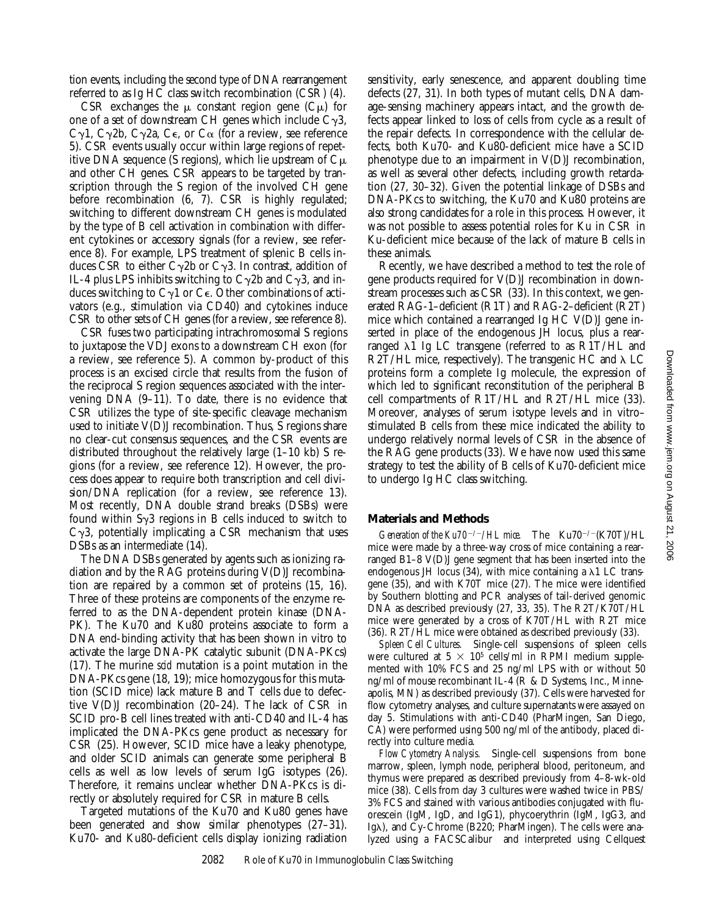tion events, including the second type of DNA rearrangement referred to as Ig HC class switch recombination (CSR) (4).

CSR exchanges the μ constant region gene (Cμ) for one of a set of downstream CH genes which include Cγ3, Cγ1, Cγ2b, Cγ2a, Cε, or Cα (for a review, see reference 5). CSR events usually occur within large regions of repetitive DNA sequence (S regions), which lie upstream of Cμ and other CH genes. CSR appears to be targeted by transcription through the S region of the involved CH gene before recombination (6, 7). CSR is highly regulated; switching to different downstream CH genes is modulated by the type of B cell activation in combination with different cytokines or accessory signals (for a review, see reference 8). For example, LPS treatment of splenic B cells induces CSR to either Cγ2b or Cγ3. In contrast, addition of IL-4 plus LPS inhibits switching to Cγ2b and Cγ3, and induces switching to Cγ1 or Cε. Other combinations of activators (e.g., stimulation via CD40) and cytokines induce CSR to other sets of CH genes (for a review, see reference 8).

CSR fuses two participating intrachromosomal S regions to juxtapose the VDJ exons to a downstream CH exon (for a review, see reference 5). A common by-product of this process is an excised circle that results from the fusion of the reciprocal S region sequences associated with the intervening DNA (9–11). To date, there is no evidence that CSR utilizes the type of site-specific cleavage mechanism used to initiate V(D)J recombination. Thus, S regions share no clear-cut consensus sequences, and the CSR events are distributed throughout the relatively large (1–10 kb) S regions (for a review, see reference 12). However, the process does appear to require both transcription and cell division/DNA replication (for a review, see reference 13). Most recently, DNA double strand breaks (DSBs) were found within Sγ3 regions in B cells induced to switch to Cγ3, potentially implicating a CSR mechanism that uses DSBs as an intermediate (14).

The DNA DSBs generated by agents such as ionizing radiation and by the RAG proteins during V(D)J recombination are repaired by a common set of proteins (15, 16). Three of these proteins are components of the enzyme referred to as the DNA-dependent protein kinase (DNA-PK). The Ku70 and Ku80 proteins associate to form a DNA end-binding activity that has been shown in vitro to activate the large DNA-PK catalytic subunit (DNA-PKcs) (17). The murine *scid* mutation is a point mutation in the DNA-PKcs gene (18, 19); mice homozygous for this mutation (SCID mice) lack mature B and T cells due to defective V(D)J recombination (20–24). The lack of CSR in SCID pro-B cell lines treated with anti-CD40 and IL-4 has implicated the DNA-PKcs gene product as necessary for CSR (25). However, SCID mice have a leaky phenotype, and older SCID animals can generate some peripheral B cells as well as low levels of serum IgG isotypes (26). Therefore, it remains unclear whether DNA-PKcs is directly or absolutely required for CSR in mature B cells.

Targeted mutations of the Ku70 and Ku80 genes have been generated and show similar phenotypes (27–31). Ku70- and Ku80-deficient cells display ionizing radiation sensitivity, early senescence, and apparent doubling time defects (27, 31). In both types of mutant cells, DNA damage-sensing machinery appears intact, and the growth defects appear linked to loss of cells from cycle as a result of the repair defects. In correspondence with the cellular defects, both Ku70- and Ku80-deficient mice have a SCID phenotype due to an impairment in V(D)J recombination, as well as several other defects, including growth retardation (27, 30–32). Given the potential linkage of DSBs and DNA-PKcs to switching, the Ku70 and Ku80 proteins are also strong candidates for a role in this process. However, it was not possible to assess potential roles for Ku in CSR in Ku-deficient mice because of the lack of mature B cells in these animals.

Recently, we have described a method to test the role of gene products required for V(D)J recombination in downstream processes such as CSR (33). In this context, we generated RAG-1–deficient (R1T) and RAG-2–deficient (R2T) mice which contained a rearranged Ig HC V(D)J gene inserted in place of the endogenous JH locus, plus a rearranged λ1 Ig LC transgene (referred to as R1T/HL and R2T/HL mice, respectively). The transgenic HC and λ LC proteins form a complete Ig molecule, the expression of which led to significant reconstitution of the peripheral B cell compartments of R1T/HL and R2T/HL mice (33). Moreover, analyses of serum isotype levels and in vitro–stimulated B cells from these mice indicated the ability to undergo relatively normal levels of CSR in the absence of the RAG gene products (33). We have now used this same strategy to test the ability of B cells of Ku70-deficient mice to undergo Ig HC class switching.

## Materials and Methods

*Generation of the Ku70$^{-/-}$/HL mice.* The Ku70$^{-/-}$(K70T)/HL mice were made by a three-way cross of mice containing a rearranged B1–8 V(D)J gene segment that has been inserted into the endogenous JH locus (34), with mice containing a λ1 LC transgene (35), and with K70T mice (27). The mice were identified by Southern blotting and PCR analyses of tail-derived genomic DNA as described previously (27, 33, 35). The R2T/K70T/HL mice were generated by a cross of K70T/HL with R2T mice (36). R2T/HL mice were obtained as described previously (33).

*Spleen Cell Cultures.* Single-cell suspensions of spleen cells were cultured at $5 \times 10^5$ cells/ml in RPMI medium supplemented with 10% FCS and 25 ng/ml LPS with or without 50 ng/ml of mouse recombinant IL-4 (R & D Systems, Inc., Minneapolis, MN) as described previously (37). Cells were harvested for flow cytometry analyses, and culture supernatants were assayed on day 5. Stimulations with anti-CD40 (PharMingen, San Diego, CA) were performed using 500 ng/ml of the antibody, placed directly into culture media.

*Flow Cytometry Analysis.* Single-cell suspensions from bone marrow, spleen, lymph node, peripheral blood, peritoneum, and thymus were prepared as described previously from 4–8-wk-old mice (38). Cells from day 3 cultures were washed twice in PBS/3% FCS and stained with various antibodies conjugated with fluorescein (IgM, IgD, and IgG1), phycoerythrin (IgM, IgG3, and Igλ), and Cy-Chrome (B220; PharMingen). The cells were analyzed using a FACSCalibur and interpreted using Cellquest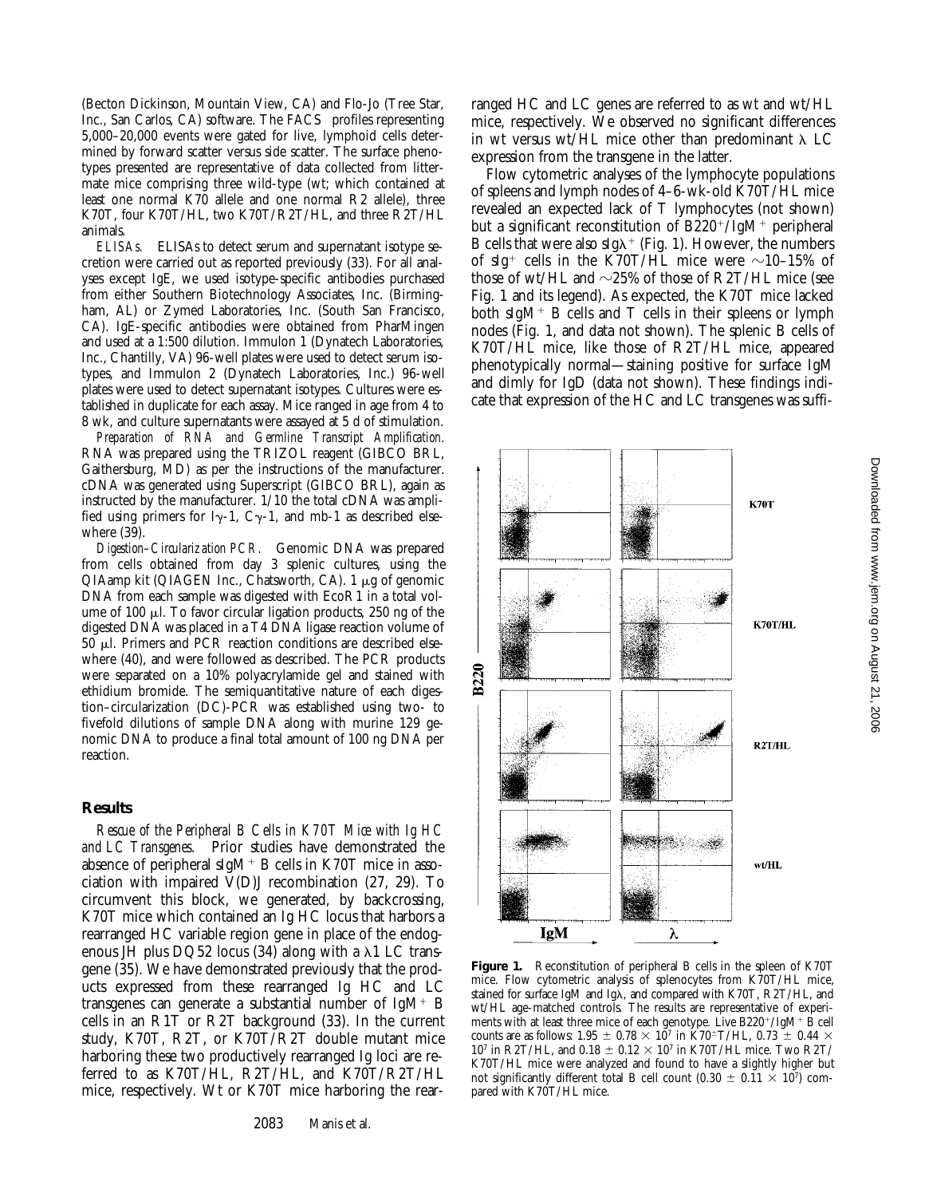(Becton Dickinson, Mountain View, CA) and Flo-Jo (Tree Star, Inc., San Carlos, CA) software. The FACS® profiles representing 5,000–20,000 events were gated for live, lymphoid cells determined by forward scatter versus side scatter. The surface phenotypes presented are representative of data collected from littermate mice comprising three wild-type (wt; which contained at least one normal K70 allele and one normal R2 allele), three K70T, four K70T/HL, two K70T/R2T/HL, and three R2T/HL animals.

*ELISAs.* ELISAs to detect serum and supernatant isotype secretion were carried out as reported previously (33). For all analyses except IgE, we used isotype-specific antibodies purchased from either Southern Biotechnology Associates, Inc. (Birmingham, AL) or Zymed Laboratories, Inc. (South San Francisco, CA). IgE-specific antibodies were obtained from PharMingen and used at a 1:500 dilution. Immulon 1 (Dynatech Laboratories, Inc., Chantilly, VA) 96-well plates were used to detect serum isotypes, and Immulon 2 (Dynatech Laboratories, Inc.) 96-well plates were used to detect supernatant isotypes. Cultures were established in duplicate for each assay. Mice ranged in age from 4 to 8 wk, and culture supernatants were assayed at 5 d of stimulation.

*Preparation of RNA and Germline Transcript Amplification.* RNA was prepared using the TRIZOL reagent (GIBCO BRL, Gaithersburg, MD) as per the instructions of the manufacturer. cDNA was generated using Superscript (GIBCO BRL), again as instructed by the manufacturer. 1/10 the total cDNA was amplified using primers for Iγ-1, Cγ-1, and mb-1 as described elsewhere (39).

*Digestion–Circularization PCR.* Genomic DNA was prepared from cells obtained from day 3 splenic cultures, using the QIAmp kit (QIAGEN Inc., Chatsworth, CA). 1 μg of genomic DNA from each sample was digested with EcoR1 in a total volume of 100 μl. To favor circular ligation products, 250 ng of the digested DNA was placed in a T4 DNA ligase reaction volume of 50 μl. Primers and PCR reaction conditions are described elsewhere (40), and were followed as described. The PCR products were separated on a 10% polyacrylamide gel and stained with ethidium bromide. The semiquantitative nature of each digestion–circularization (DC)-PCR was established using two- to fivefold dilutions of sample DNA along with murine 129 genomic DNA to produce a final total amount of 100 ng DNA per reaction.

## Results

*Rescue of the Peripheral B Cells in K70T Mice with Ig HC and LC Transgenes.* Prior studies have demonstrated the absence of peripheral sIgM$^+$ B cells in K70T mice in association with impaired V(D)J recombination (27, 29). To circumvent this block, we generated, by backcrossing, K70T mice which contained an Ig HC locus that harbors a rearranged HC variable region gene in place of the endogenous JH plus DQ52 locus (34) along with a λ1 LC transgene (35). We have demonstrated previously that the products expressed from these rearranged Ig HC and LC transgenes can generate a substantial number of IgM$^+$ B cells in an R1T or R2T background (33). In the current study, K70T, R2T, or K70T/R2T double mutant mice harboring these two productively rearranged Ig loci are referred to as K70T/HL, R2T/HL, and K70T/R2T/HL mice, respectively. Wt or K70T mice harboring the rearranged HC and LC genes are referred to as wt and wt/HL mice, respectively. We observed no significant differences in wt versus wt/HL mice other than predominant λ LC expression from the transgene in the latter.

Flow cytometric analyses of the lymphocyte populations of spleens and lymph nodes of 4–6-wk-old K70T/HL mice revealed an expected lack of T lymphocytes (not shown) but a significant reconstitution of B220$^+$/IgM$^+$ peripheral B cells that were also sIgλ$^+$ (Fig. 1). However, the numbers of sIg$^+$ cells in the K70T/HL mice were ~10–15% of those of wt/HL and ~25% of those of R2T/HL mice (see Fig. 1 and its legend). As expected, the K70T mice lacked both sIgM$^+$ B cells and T cells in their spleens or lymph nodes (Fig. 1, and data not shown). The splenic B cells of K70T/HL mice, like those of R2T/HL mice, appeared phenotypically normal—staining positive for surface IgM and dimly for IgD (data not shown). These findings indicate that expression of the HC and LC transgenes was suffi-

**Figure 1.** Reconstitution of peripheral B cells in the spleen of K70T mice. Flow cytometric analysis of splenocytes from K70T/HL mice, stained for surface IgM and Igλ, and compared with K70T, R2T/HL, and wt/HL age-matched controls. The results are representative of experiments with at least three mice of each genotype. Live B220$^+$/IgM$^+$ B cell counts are as follows: $1.95 \pm 0.78 \times 10^7$ in K70$^{\pm}$T/HL, $0.73 \pm 0.44 \times 10^7$ in R2T/HL, and $0.18 \pm 0.12 \times 10^7$ in K70T/HL mice. Two R2T/K70T/HL mice were analyzed and found to have a slightly higher but not significantly different total B cell count ($0.30 \pm 0.11 \times 10^7$) compared with K70T/HL mice.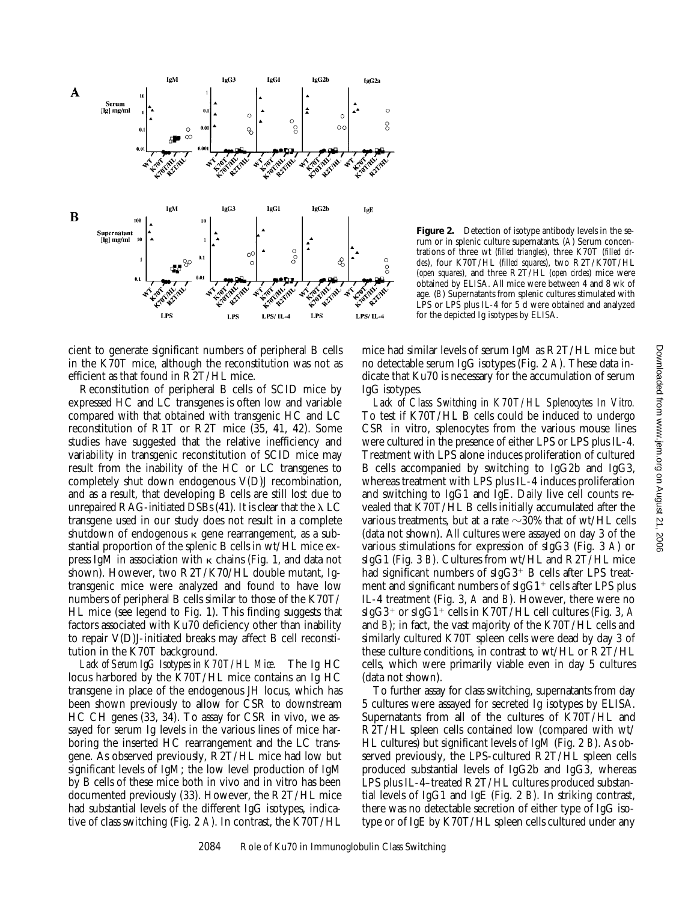**Figure 2.** Detection of isotype antibody levels in the serum or in splenic culture supernatants. (*A*) Serum concentrations of three wt (*filled triangles*), three K70T (*filled circles*), four K70T/HL (*filled squares*), two R2T/K70T/HL (*open squares*), and three R2T/HL (*open circles*) mice were obtained by ELISA. All mice were between 4 and 8 wk of age. (*B*) Supernatants from splenic cultures stimulated with LPS or LPS plus IL-4 for 5 d were obtained and analyzed for the depicted Ig isotypes by ELISA.

cient to generate significant numbers of peripheral B cells in the K70T mice, although the reconstitution was not as efficient as that found in R2T/HL mice.

Reconstitution of peripheral B cells of SCID mice by expressed HC and LC transgenes is often low and variable compared with that obtained with transgenic HC and LC reconstitution of R1T or R2T mice (35, 41, 42). Some studies have suggested that the relative inefficiency and variability in transgenic reconstitution of SCID mice may result from the inability of the HC or LC transgenes to completely shut down endogenous V(D)J recombination, and as a result, that developing B cells are still lost due to unrepaired RAG-initiated DSBs (41). It is clear that the $\lambda$ LC transgene used in our study does not result in a complete shutdown of endogenous $\kappa$ gene rearrangement, as a substantial proportion of the splenic B cells in wt/HL mice express IgM in association with $\kappa$ chains (Fig. 1, and data not shown). However, two R2T/K70/HL double mutant, Ig-transgenic mice were analyzed and found to have low numbers of peripheral B cells similar to those of the K70T/HL mice (see legend to Fig. 1). This finding suggests that factors associated with Ku70 deficiency other than inability to repair V(D)J-initiated breaks may affect B cell reconstitution in the K70T background.

*Lack of Serum IgG Isotypes in K70T/HL Mice.* The Ig HC locus harbored by the K70T/HL mice contains an Ig HC transgene in place of the endogenous JH locus, which has been shown previously to allow for CSR to downstream HC CH genes (33, 34). To assay for CSR in vivo, we assayed for serum Ig levels in the various lines of mice harboring the inserted HC rearrangement and the LC transgene. As observed previously, R2T/HL mice had low but significant levels of IgM; the low level production of IgM by B cells of these mice both in vivo and in vitro has been documented previously (33). However, the R2T/HL mice had substantial levels of the different IgG isotypes, indicative of class switching (Fig. 2 *A*). In contrast, the K70T/HL mice had similar levels of serum IgM as R2T/HL mice but no detectable serum IgG isotypes (Fig. 2 *A*). These data indicate that Ku70 is necessary for the accumulation of serum IgG isotypes.

*Lack of Class Switching in K70T/HL Splenocytes In Vitro.* To test if K70T/HL B cells could be induced to undergo CSR in vitro, splenocytes from the various mouse lines were cultured in the presence of either LPS or LPS plus IL-4. Treatment with LPS alone induces proliferation of cultured B cells accompanied by switching to IgG2b and IgG3, whereas treatment with LPS plus IL-4 induces proliferation and switching to IgG1 and IgE. Daily live cell counts revealed that K70T/HL B cells initially accumulated after the various treatments, but at a rate ~30% that of wt/HL cells (data not shown). All cultures were assayed on day 3 of the various stimulations for expression of sIgG3 (Fig. 3 *A*) or sIgG1 (Fig. 3 *B*). Cultures from wt/HL and R2T/HL mice had significant numbers of sIgG3$^+$ B cells after LPS treatment and significant numbers of sIgG1$^+$ cells after LPS plus IL-4 treatment (Fig. 3, *A* and *B*). However, there were no sIgG3$^+$ or sIgG1$^+$ cells in K70T/HL cell cultures (Fig. 3, *A* and *B*); in fact, the vast majority of the K70T/HL cells and similarly cultured K70T spleen cells were dead by day 3 of these culture conditions, in contrast to wt/HL or R2T/HL cells, which were primarily viable even in day 5 cultures (data not shown).

To further assay for class switching, supernatants from day 5 cultures were assayed for secreted Ig isotypes by ELISA. Supernatants from all of the cultures of K70T/HL and R2T/HL spleen cells contained low (compared with wt/HL cultures) but significant levels of IgM (Fig. 2 *B*). As observed previously, the LPS-cultured R2T/HL spleen cells produced substantial levels of IgG2b and IgG3, whereas LPS plus IL-4–treated R2T/HL cultures produced substantial levels of IgG1 and IgE (Fig. 2 *B*). In striking contrast, there was no detectable secretion of either type of IgG isotype or of IgE by K70T/HL spleen cells cultured under any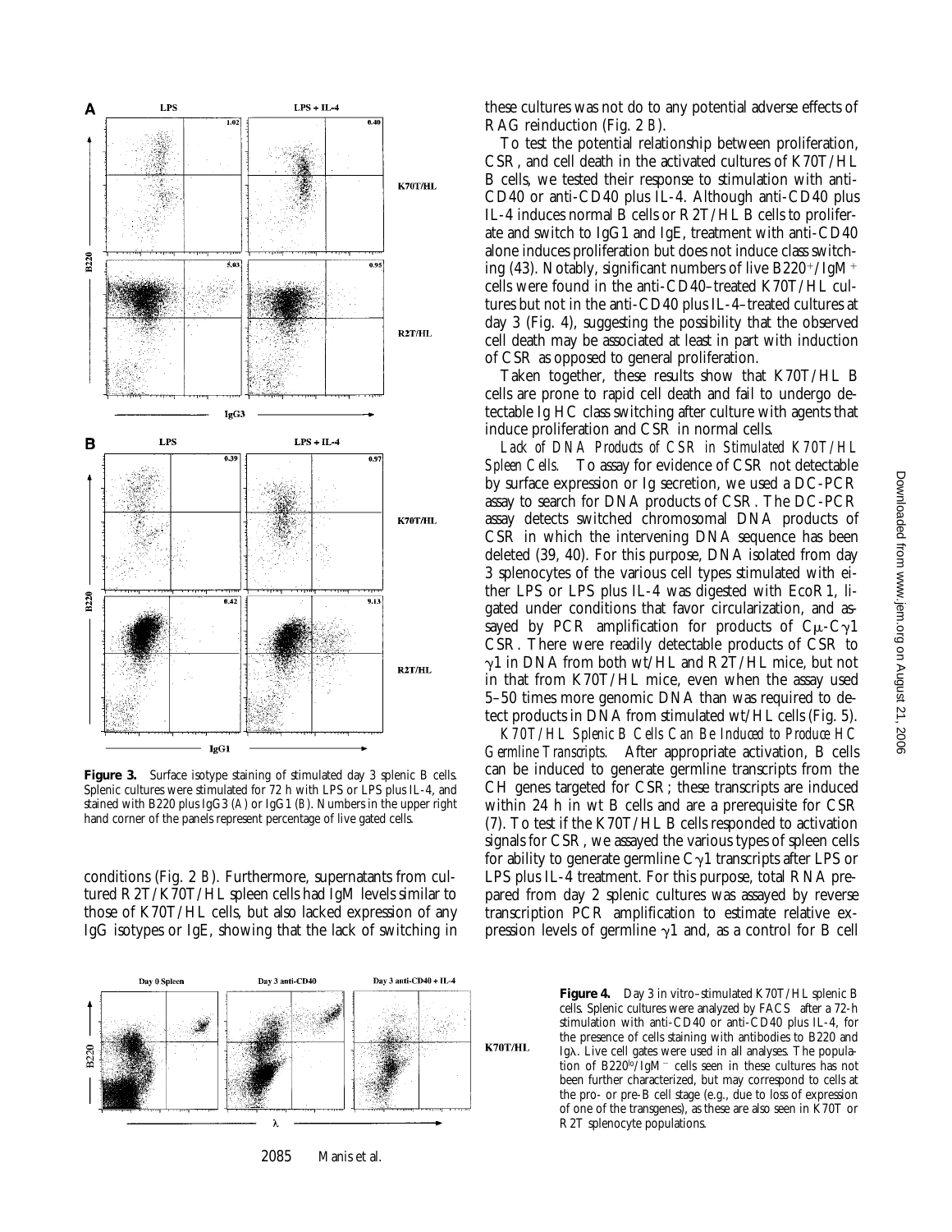**Figure 3.** Surface isotype staining of stimulated day 3 splenic B cells. Splenic cultures were stimulated for 72 h with LPS or LPS plus IL-4, and stained with B220 plus IgG3 (A) or IgG1 (B). Numbers in the upper right hand corner of the panels represent percentage of live gated cells.

conditions (Fig. 2 B). Furthermore, supernatants from cultured R2T/K70T/HL spleen cells had IgM levels similar to those of K70T/HL cells, but also lacked expression of any IgG isotypes or IgE, showing that the lack of switching in these cultures was not do to any potential adverse effects of RAG reinduction (Fig. 2 B).

To test the potential relationship between proliferation, CSR, and cell death in the activated cultures of K70T/HL B cells, we tested their response to stimulation with anti-CD40 or anti-CD40 plus IL-4. Although anti-CD40 plus IL-4 induces normal B cells or R2T/HL B cells to proliferate and switch to IgG1 and IgE, treatment with anti-CD40 alone induces proliferation but does not induce class switching (43). Notably, significant numbers of live B220$^{+}$/IgM$^{+}$ cells were found in the anti-CD40–treated K70T/HL cultures but not in the anti-CD40 plus IL-4–treated cultures at day 3 (Fig. 4), suggesting the possibility that the observed cell death may be associated at least in part with induction of CSR as opposed to general proliferation.

Taken together, these results show that K70T/HL B cells are prone to rapid cell death and fail to undergo detectable Ig HC class switching after culture with agents that induce proliferation and CSR in normal cells.

*Lack of DNA Products of CSR in Stimulated K70T/HL Spleen Cells.* To assay for evidence of CSR not detectable by surface expression or Ig secretion, we used a DC-PCR assay to search for DNA products of CSR. The DC-PCR assay detects switched chromosomal DNA products of CSR in which the intervening DNA sequence has been deleted (39, 40). For this purpose, DNA isolated from day 3 splenocytes of the various cell types stimulated with either LPS or LPS plus IL-4 was digested with EcoR1, ligated under conditions that favor circularization, and assayed by PCR amplification for products of Cμ-Cγ1 CSR. There were readily detectable products of CSR to γ1 in DNA from both wt/HL and R2T/HL mice, but not in that from K70T/HL mice, even when the assay used 5–50 times more genomic DNA than was required to detect products in DNA from stimulated wt/HL cells (Fig. 5).

*K70T/HL Splenic B Cells Can Be Induced to Produce HC Germline Transcripts.* After appropriate activation, B cells can be induced to generate germline transcripts from the CH genes targeted for CSR; these transcripts are induced within 24 h in wt B cells and are a prerequisite for CSR (7). To test if the K70T/HL B cells responded to activation signals for CSR, we assayed the various types of spleen cells for ability to generate germline Cγ1 transcripts after LPS or LPS plus IL-4 treatment. For this purpose, total RNA prepared from day 2 splenic cultures was assayed by reverse transcription PCR amplification to estimate relative expression levels of germline γ1 and, as a control for B cell

**Figure 4.** Day 3 in vitro–stimulated K70T/HL splenic B cells. Splenic cultures were analyzed by FACS after a 72-h stimulation with anti-CD40 or anti-CD40 plus IL-4, for the presence of cells staining with antibodies to B220 and Igλ. Live cell gates were used in all analyses. The population of B220$^{lo}$/IgM$^{-}$ cells seen in these cultures has not been further characterized, but may correspond to cells at the pro- or pre-B cell stage (e.g., due to loss of expression of one of the transgenes), as these are also seen in K70T or R2T splenocyte populations.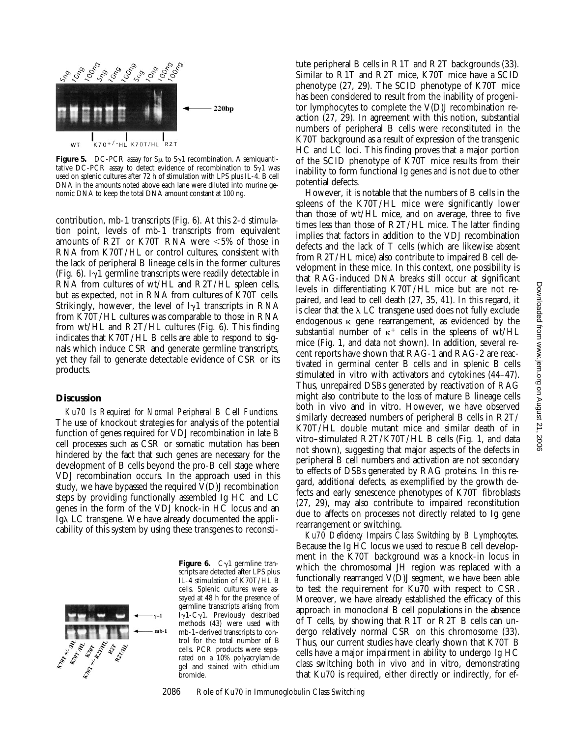**Figure 5.** DC-PCR assay for Sμ to Sγ1 recombination. A semiquantitative DC-PCR assay to detect evidence of recombination to Sγ1 was used on splenic cultures after 72 h of stimulation with LPS plus IL-4. B cell DNA in the amounts noted above each lane were diluted into murine genomic DNA to keep the total DNA amount constant at 100 ng.

contribution, mb-1 transcripts (Fig. 6). At this 2-d stimulation point, levels of mb-1 transcripts from equivalent amounts of R2T or K70T RNA were <5% of those in RNA from K70T/HL or control cultures, consistent with the lack of peripheral B lineage cells in the former cultures (Fig. 6). Iγ1 germline transcripts were readily detectable in RNA from cultures of wt/HL and R2T/HL spleen cells, but as expected, not in RNA from cultures of K70T cells. Strikingly, however, the level of Iγ1 transcripts in RNA from K70T/HL cultures was comparable to those in RNA from wt/HL and R2T/HL cultures (Fig. 6). This finding indicates that K70T/HL B cells are able to respond to signals which induce CSR and generate germline transcripts, yet they fail to generate detectable evidence of CSR or its products.

## Discussion

*Ku70 Is Required for Normal Peripheral B Cell Functions.* The use of knockout strategies for analysis of the potential function of genes required for VDJ recombination in late B cell processes such as CSR or somatic mutation has been hindered by the fact that such genes are necessary for the development of B cells beyond the pro-B cell stage where VDJ recombination occurs. In the approach used in this study, we have bypassed the required V(D)J recombination steps by providing functionally assembled Ig HC and LC genes in the form of the VDJ knock-in HC locus and an Igλ LC transgene. We have already documented the applicability of this system by using these transgenes to reconstitute peripheral B cells in R1T and R2T backgrounds (33). Similar to R1T and R2T mice, K70T mice have a SCID phenotype (27, 29). The SCID phenotype of K70T mice has been considered to result from the inability of progenitor lymphocytes to complete the V(D)J recombination reaction (27, 29). In agreement with this notion, substantial numbers of peripheral B cells were reconstituted in the K70T background as a result of expression of the transgenic HC and LC loci. This finding proves that a major portion of the SCID phenotype of K70T mice results from their inability to form functional Ig genes and is not due to other potential defects.

However, it is notable that the numbers of B cells in the spleens of the K70T/HL mice were significantly lower than those of wt/HL mice, and on average, three to five times less than those of R2T/HL mice. The latter finding implies that factors in addition to the VDJ recombination defects and the lack of T cells (which are likewise absent from R2T/HL mice) also contribute to impaired B cell development in these mice. In this context, one possibility is that RAG-induced DNA breaks still occur at significant levels in differentiating K70T/HL mice but are not repaired, and lead to cell death (27, 35, 41). In this regard, it is clear that the λ LC transgene used does not fully exclude endogenous κ gene rearrangement, as evidenced by the substantial number of $\kappa^+$ cells in the spleens of wt/HL mice (Fig. 1, and data not shown). In addition, several recent reports have shown that RAG-1 and RAG-2 are reactivated in germinal center B cells and in splenic B cells stimulated in vitro with activators and cytokines (44–47). Thus, unrepaired DSBs generated by reactivation of RAG might also contribute to the loss of mature B lineage cells both in vivo and in vitro. However, we have observed similarly decreased numbers of peripheral B cells in R2T/K70T/HL double mutant mice and similar death of in vitro–stimulated R2T/K70T/HL B cells (Fig. 1, and data not shown), suggesting that major aspects of the defects in peripheral B cell numbers and activation are not secondary to effects of DSBs generated by RAG proteins. In this regard, additional defects, as exemplified by the growth defects and early senescence phenotypes of K70T fibroblasts (27, 29), may also contribute to impaired reconstitution due to affects on processes not directly related to Ig gene rearrangement or switching.

*Ku70 Deficiency Impairs Class Switching by B Lymphocytes.* Because the Ig HC locus we used to rescue B cell development in the K70T background was a knock-in locus in which the chromosomal JH region was replaced with a functionally rearranged V(D)J segment, we have been able to test the requirement for Ku70 with respect to CSR. Moreover, we have already established the efficacy of this approach in monoclonal B cell populations in the absence of T cells, by showing that R1T or R2T B cells can undergo relatively normal CSR on this chromosome (33). Thus, our current studies have clearly shown that K70T B cells have a major impairment in ability to undergo Ig HC class switching both in vivo and in vitro, demonstrating that Ku70 is required, either directly or indirectly, for ef-

**Figure 6.** Cγ1 germline transcripts are detected after LPS plus IL-4 stimulation of K70T/HL B cells. Splenic cultures were assayed at 48 h for the presence of germline transcripts arising from Iγ1-Cγ1. Previously described methods (43) were used with mb-1–derived transcripts to control for the total number of B cells. PCR products were separated on a 10% polyacrylamide gel and stained with ethidium bromide.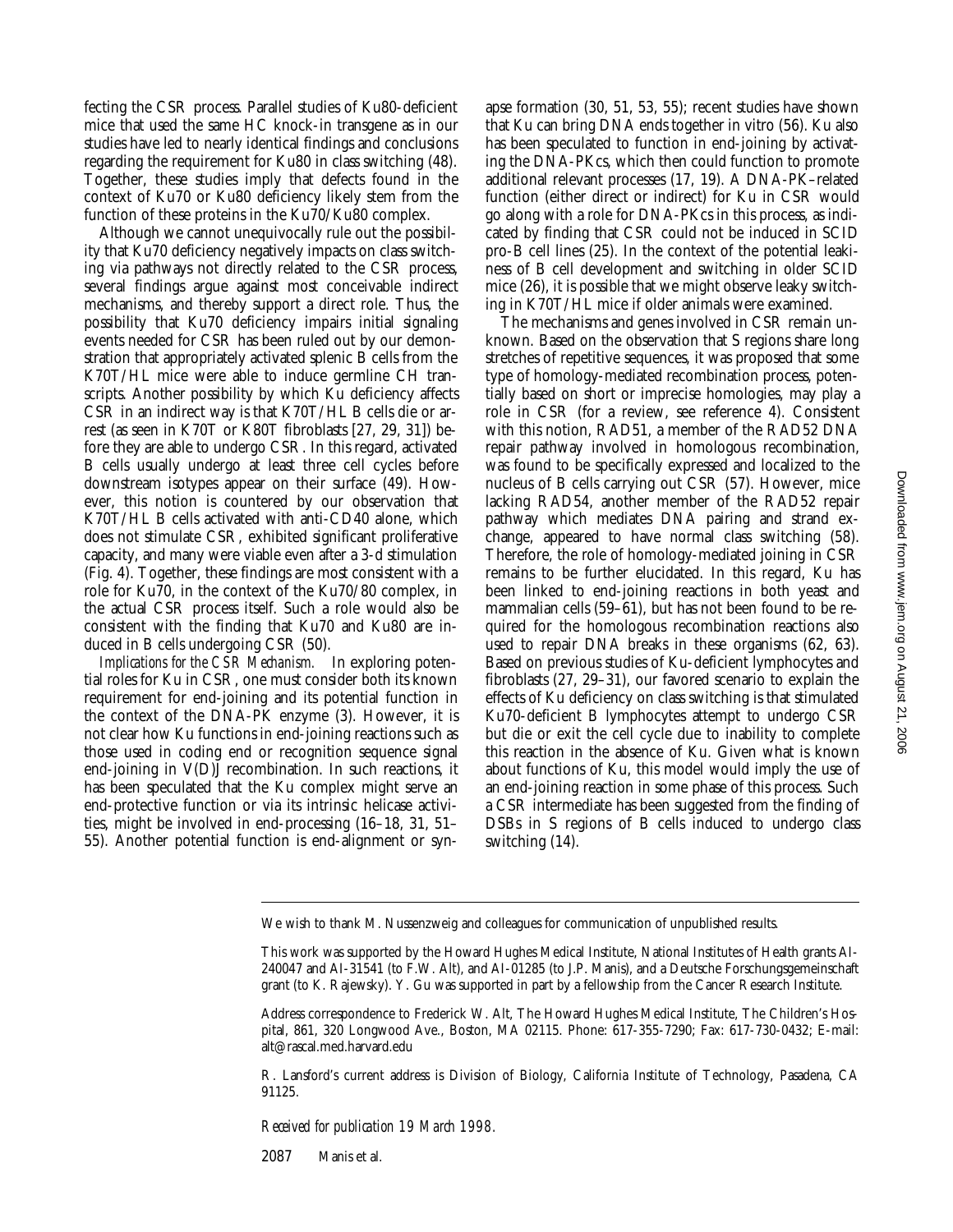fecting the CSR process. Parallel studies of Ku80-deficient mice that used the same HC knock-in transgene as in our studies have led to nearly identical findings and conclusions regarding the requirement for Ku80 in class switching (48). Together, these studies imply that defects found in the context of Ku70 or Ku80 deficiency likely stem from the function of these proteins in the Ku70/Ku80 complex.

Although we cannot unequivocally rule out the possibility that Ku70 deficiency negatively impacts on class switching via pathways not directly related to the CSR process, several findings argue against most conceivable indirect mechanisms, and thereby support a direct role. Thus, the possibility that Ku70 deficiency impairs initial signaling events needed for CSR has been ruled out by our demonstration that appropriately activated splenic B cells from the K70T/HL mice were able to induce germline CH transcripts. Another possibility by which Ku deficiency affects CSR in an indirect way is that K70T/HL B cells die or arrest (as seen in K70T or K80T fibroblasts [27, 29, 31]) before they are able to undergo CSR. In this regard, activated B cells usually undergo at least three cell cycles before downstream isotypes appear on their surface (49). However, this notion is countered by our observation that K70T/HL B cells activated with anti-CD40 alone, which does not stimulate CSR, exhibited significant proliferative capacity, and many were viable even after a 3-d stimulation (Fig. 4). Together, these findings are most consistent with a role for Ku70, in the context of the Ku70/80 complex, in the actual CSR process itself. Such a role would also be consistent with the finding that Ku70 and Ku80 are induced in B cells undergoing CSR (50).

*Implications for the CSR Mechanism.* In exploring potential roles for Ku in CSR, one must consider both its known requirement for end-joining and its potential function in the context of the DNA-PK enzyme (3). However, it is not clear how Ku functions in end-joining reactions such as those used in coding end or recognition sequence signal end-joining in V(D)J recombination. In such reactions, it has been speculated that the Ku complex might serve an end-protective function or via its intrinsic helicase activities, might be involved in end-processing (16–18, 31, 51–55). Another potential function is end-alignment or synapse formation (30, 51, 53, 55); recent studies have shown that Ku can bring DNA ends together in vitro (56). Ku also has been speculated to function in end-joining by activating the DNA-PKcs, which then could function to promote additional relevant processes (17, 19). A DNA-PK–related function (either direct or indirect) for Ku in CSR would go along with a role for DNA-PKcs in this process, as indicated by finding that CSR could not be induced in SCID pro-B cell lines (25). In the context of the potential leakiness of B cell development and switching in older SCID mice (26), it is possible that we might observe leaky switching in K70T/HL mice if older animals were examined.

The mechanisms and genes involved in CSR remain unknown. Based on the observation that S regions share long stretches of repetitive sequences, it was proposed that some type of homology-mediated recombination process, potentially based on short or imprecise homologies, may play a role in CSR (for a review, see reference 4). Consistent with this notion, RAD51, a member of the RAD52 DNA repair pathway involved in homologous recombination, was found to be specifically expressed and localized to the nucleus of B cells carrying out CSR (57). However, mice lacking RAD54, another member of the RAD52 repair pathway which mediates DNA pairing and strand exchange, appeared to have normal class switching (58). Therefore, the role of homology-mediated joining in CSR remains to be further elucidated. In this regard, Ku has been linked to end-joining reactions in both yeast and mammalian cells (59–61), but has not been found to be required for the homologous recombination reactions also used to repair DNA breaks in these organisms (62, 63). Based on previous studies of Ku-deficient lymphocytes and fibroblasts (27, 29–31), our favored scenario to explain the effects of Ku deficiency on class switching is that stimulated Ku70-deficient B lymphocytes attempt to undergo CSR but die or exit the cell cycle due to inability to complete this reaction in the absence of Ku. Given what is known about functions of Ku, this model would imply the use of an end-joining reaction in some phase of this process. Such a CSR intermediate has been suggested from the finding of DSBs in S regions of B cells induced to undergo class switching (14).

---

We wish to thank M. Nussenzweig and colleagues for communication of unpublished results.

This work was supported by the Howard Hughes Medical Institute, National Institutes of Health grants AI-240047 and AI-31541 (to F.W. Alt), and AI-01285 (to J.P. Manis), and a Deutsche Forschungsgemeinschaft grant (to K. Rajewsky). Y. Gu was supported in part by a fellowship from the Cancer Research Institute.

Address correspondence to Frederick W. Alt, The Howard Hughes Medical Institute, The Children's Hospital, 861, 320 Longwood Ave., Boston, MA 02115. Phone: 617-355-7290; Fax: 617-730-0432; E-mail: alt@rascal.med.harvard.edu

R. Lansford's current address is Division of Biology, California Institute of Technology, Pasadena, CA 91125.

*Received for publication 19 March 1998.*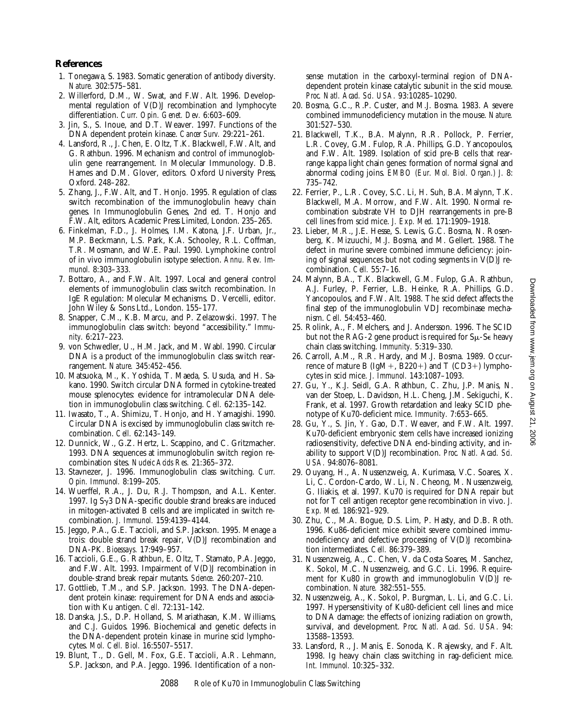## References

1. Tonegawa, S. 1983. Somatic generation of antibody diversity. *Nature.* 302:575–581.
2. Willerford, D.M., W. Swat, and F.W. Alt. 1996. Developmental regulation of V(D)J recombination and lymphocyte differentiation. *Curr. Opin. Genet. Dev.* 6:603–609.
3. Jin, S., S. Inoue, and D.T. Weaver. 1997. Functions of the DNA dependent protein kinase. *Cancer Surv.* 29:221–261.
4. Lansford, R., J. Chen, E. Oltz, T.K. Blackwell, F.W. Alt, and G. Rathbun. 1996. Mechanism and control of immunoglobulin gene rearrangement. *In* Molecular Immunology. D.B. Hames and D.M. Glover, editors. Oxford University Press, Oxford. 248–282.
5. Zhang, J., F.W. Alt, and T. Honjo. 1995. Regulation of class switch recombination of the immunoglobulin heavy chain genes. *In* Immunoglobulin Genes, 2nd ed. T. Honjo and F.W. Alt, editors. Academic Press Limited, London. 235–265.
6. Finkelman, F.D., J. Holmes, I.M. Katona, J.F. Urban, Jr., M.P. Beckmann, L.S. Park, K.A. Schooley, R.L. Coffman, T.R. Mosmann, and W.E. Paul. 1990. Lymphokine control of in vivo immunoglobulin isotype selection. *Annu. Rev. Immunol.* 8:303–333.
7. Bottaro, A., and F.W. Alt. 1997. Local and general control elements of immunoglobulin class switch recombination. *In* IgE Regulation: Molecular Mechanisms. D. Vercelli, editor. John Wiley & Sons Ltd., London. 155–177.
8. Snapper, C.M., K.B. Marcu, and P. Zelazowski. 1997. The immunoglobulin class switch: beyond "accessibility." *Immunity.* 6:217–223.
9. von Schwedler, U., H.M. Jack, and M. Wabl. 1990. Circular DNA is a product of the immunoglobulin class switch rearrangement. *Nature.* 345:452–456.
10. Matsuoka, M., K. Yoshida, T. Maeda, S. Usuda, and H. Sakano. 1990. Switch circular DNA formed in cytokine-treated mouse splenocytes: evidence for intramolecular DNA deletion in immunoglobulin class switching. *Cell.* 62:135–142.
11. Iwasato, T., A. Shimizu, T. Honjo, and H. Yamagishi. 1990. Circular DNA is excised by immunoglobulin class switch recombination. *Cell.* 62:143–149.
12. Dunnick, W., G.Z. Hertz, L. Scappino, and C. Gritzmacher. 1993. DNA sequences at immunoglobulin switch region recombination sites. *Nucleic Acids Res.* 21:365–372.
13. Stavnezer, J. 1996. Immunoglobulin class switching. *Curr. Opin. Immunol.* 8:199–205.
14. Wuerffel, R.A., J. Du, R.J. Thompson, and A.L. Kenter. 1997. Ig S$\gamma$3 DNA-specific double strand breaks are induced in mitogen-activated B cells and are implicated in switch recombination. *J. Immunol.* 159:4139–4144.
15. Jeggo, P.A., G.E. Taccioli, and S.P. Jackson. 1995. Menage a trois: double strand break repair, V(D)J recombination and DNA-PK. *Bioessays.* 17:949–957.
16. Taccioli, G.E., G. Rathbun, E. Oltz, T. Stamato, P.A. Jeggo, and F.W. Alt. 1993. Impairment of V(D)J recombination in double-strand break repair mutants. *Science.* 260:207–210.
17. Gottlieb, T.M., and S.P. Jackson. 1993. The DNA-dependent protein kinase: requirement for DNA ends and association with Ku antigen. *Cell.* 72:131–142.
18. Danska, J.S., D.P. Holland, S. Mariathasan, K.M. Williams, and C.J. Guidos. 1996. Biochemical and genetic defects in the DNA-dependent protein kinase in murine scid lymphocytes. *Mol. Cell. Biol.* 16:5507–5517.
19. Blunt, T., D. Gell, M. Fox, G.E. Taccioli, A.R. Lehmann, S.P. Jackson, and P.A. Jeggo. 1996. Identification of a nonsense mutation in the carboxyl-terminal region of DNA-dependent protein kinase catalytic subunit in the scid mouse. *Proc. Natl. Acad. Sci. USA.* 93:10285–10290.
20. Bosma, G.C., R.P. Custer, and M.J. Bosma. 1983. A severe combined immunodeficiency mutation in the mouse. *Nature.* 301:527–530.
21. Blackwell, T.K., B.A. Malynn, R.R. Pollock, P. Ferrier, L.R. Covey, G.M. Fulop, R.A. Phillips, G.D. Yancopoulos, and F.W. Alt. 1989. Isolation of scid pre-B cells that rearrange kappa light chain genes: formation of normal signal and abnormal coding joins. *EMBO (Eur. Mol. Biol. Organ.) J.* 8:735–742.
22. Ferrier, P., L.R. Covey, S.C. Li, H. Suh, B.A. Malynn, T.K. Blackwell, M.A. Morrow, and F.W. Alt. 1990. Normal recombination substrate VH to DJH rearrangements in pre-B cell lines from scid mice. *J. Exp. Med.* 171:1909–1918.
23. Lieber, M.R., J.E. Hesse, S. Lewis, G.C. Bosma, N. Rosenberg, K. Mizuuchi, M.J. Bosma, and M. Gellert. 1988. The defect in murine severe combined immune deficiency: joining of signal sequences but not coding segments in V(D)J recombination. *Cell.* 55:7–16.
24. Malynn, B.A., T.K. Blackwell, G.M. Fulop, G.A. Rathbun, A.J. Furley, P. Ferrier, L.B. Heinke, R.A. Phillips, G.D. Yancopoulos, and F.W. Alt. 1988. The scid defect affects the final step of the immunoglobulin VDJ recombinase mechanism. *Cell.* 54:453–460.
25. Rolink, A., F. Melchers, and J. Andersson. 1996. The SCID but not the RAG-2 gene product is required for S$\mu$-S$\epsilon$ heavy chain class switching. *Immunity.* 5:319–330.
26. Carroll, A.M., R.R. Hardy, and M.J. Bosma. 1989. Occurrence of mature B (IgM+, B220+) and T (CD3+) lymphocytes in scid mice. *J. Immunol.* 143:1087–1093.
27. Gu, Y., K.J. Seidl, G.A. Rathbun, C. Zhu, J.P. Manis, N. van der Stoep, L. Davidson, H.L. Cheng, J.M. Sekiguchi, K. Frank, et al. 1997. Growth retardation and leaky SCID phenotype of Ku70-deficient mice. *Immunity.* 7:653–665.
28. Gu, Y., S. Jin, Y. Gao, D.T. Weaver, and F.W. Alt. 1997. Ku70-deficient embryonic stem cells have increased ionizing radiosensitivity, defective DNA end-binding activity, and inability to support V(D)J recombination. *Proc. Natl. Acad. Sci. USA.* 94:8076–8081.
29. Ouyang, H., A. Nussenzweig, A. Kurimasa, V.C. Soares, X. Li, C. Cordon-Cardo, W. Li, N. Cheong, M. Nussenzweig, G. Iliakis, et al. 1997. Ku70 is required for DNA repair but not for T cell antigen receptor gene recombination in vivo. *J. Exp. Med.* 186:921–929.
30. Zhu, C., M.A. Bogue, D.S. Lim, P. Hasty, and D.B. Roth. 1996. Ku86-deficient mice exhibit severe combined immunodeficiency and defective processing of V(D)J recombination intermediates. *Cell.* 86:379–389.
31. Nussenzweig, A., C. Chen, V. da Costa Soares, M. Sanchez, K. Sokol, M.C. Nussenzweig, and G.C. Li. 1996. Requirement for Ku80 in growth and immunoglobulin V(D)J recombination. *Nature.* 382:551–555.
32. Nussenzweig, A., K. Sokol, P. Burgman, L. Li, and G.C. Li. 1997. Hypersensitivity of Ku80-deficient cell lines and mice to DNA damage: the effects of ionizing radiation on growth, survival, and development. *Proc. Natl. Acad. Sci. USA.* 94:13588–13593.
33. Lansford, R., J. Manis, E. Sonoda, K. Rajewsky, and F. Alt. 1998. Ig heavy chain class switching in rag-deficient mice. *Int. Immunol.* 10:325–332.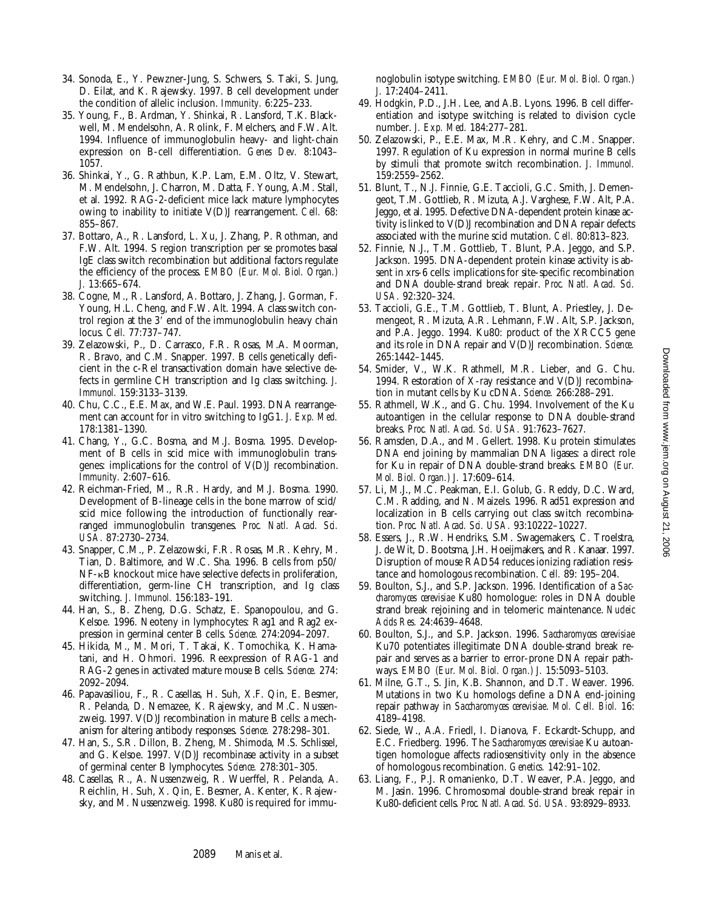34. Sonoda, E., Y. Pewzner-Jung, S. Schwers, S. Taki, S. Jung, D. Eilat, and K. Rajewsky. 1997. B cell development under the condition of allelic inclusion. *Immunity.* 6:225–233.
35. Young, F., B. Ardman, Y. Shinkai, R. Lansford, T.K. Blackwell, M. Mendelsohn, A. Rolink, F. Melchers, and F.W. Alt. 1994. Influence of immunoglobulin heavy- and light-chain expression on B-cell differentiation. *Genes Dev.* 8:1043–1057.
36. Shinkai, Y., G. Rathbun, K.P. Lam, E.M. Oltz, V. Stewart, M. Mendelsohn, J. Charron, M. Datta, F. Young, A.M. Stall, et al. 1992. RAG-2-deficient mice lack mature lymphocytes owing to inability to initiate V(D)J rearrangement. *Cell.* 68: 855–867.
37. Bottaro, A., R. Lansford, L. Xu, J. Zhang, P. Rothman, and F.W. Alt. 1994. S region transcription per se promotes basal IgE class switch recombination but additional factors regulate the efficiency of the process. *EMBO (Eur. Mol. Biol. Organ.) J.* 13:665–674.
38. Cogne, M., R. Lansford, A. Bottaro, J. Zhang, J. Gorman, F. Young, H.L. Cheng, and F.W. Alt. 1994. A class switch control region at the 3′ end of the immunoglobulin heavy chain locus. *Cell.* 77:737–747.
39. Zelazowski, P., D. Carrasco, F.R. Rosas, M.A. Moorman, R. Bravo, and C.M. Snapper. 1997. B cells genetically deficient in the c-Rel transactivation domain have selective defects in germline CH transcription and Ig class switching. *J. Immunol.* 159:3133–3139.
40. Chu, C.C., E.E. Max, and W.E. Paul. 1993. DNA rearrangement can account for in vitro switching to IgG1. *J. Exp. Med.* 178:1381–1390.
41. Chang, Y., G.C. Bosma, and M.J. Bosma. 1995. Development of B cells in scid mice with immunoglobulin transgenes: implications for the control of V(D)J recombination. *Immunity.* 2:607–616.
42. Reichman-Fried, M., R.R. Hardy, and M.J. Bosma. 1990. Development of B-lineage cells in the bone marrow of scid/scid mice following the introduction of functionally rearranged immunoglobulin transgenes. *Proc. Natl. Acad. Sci. USA.* 87:2730–2734.
43. Snapper, C.M., P. Zelazowski, F.R. Rosas, M.R. Kehry, M. Tian, D. Baltimore, and W.C. Sha. 1996. B cells from p50/NF-κB knockout mice have selective defects in proliferation, differentiation, germ-line CH transcription, and Ig class switching. *J. Immunol.* 156:183–191.
44. Han, S., B. Zheng, D.G. Schatz, E. Spanopoulou, and G. Kelsoe. 1996. Neoteny in lymphocytes: Rag1 and Rag2 expression in germinal center B cells. *Science.* 274:2094–2097.
45. Hikida, M., M. Mori, T. Takai, K. Tomochika, K. Hamatani, and H. Ohmori. 1996. Reexpression of RAG-1 and RAG-2 genes in activated mature mouse B cells. *Science.* 274: 2092–2094.
46. Papavasiliou, F., R. Casellas, H. Suh, X.F. Qin, E. Besmer, R. Pelanda, D. Nemazee, K. Rajewsky, and M.C. Nussenzweig. 1997. V(D)J recombination in mature B cells: a mechanism for altering antibody responses. *Science.* 278:298–301.
47. Han, S., S.R. Dillon, B. Zheng, M. Shimoda, M.S. Schlissel, and G. Kelsoe. 1997. V(D)J recombinase activity in a subset of germinal center B lymphocytes. *Science.* 278:301–305.
48. Casellas, R., A. Nussenzweig, R. Wuerffel, R. Pelanda, A. Reichlin, H. Suh, X. Qin, E. Besmer, A. Kenter, K. Rajewsky, and M. Nussenzweig. 1998. Ku80 is required for immunoglobulin isotype switching. *EMBO (Eur. Mol. Biol. Organ.) J.* 17:2404–2411.
49. Hodgkin, P.D., J.H. Lee, and A.B. Lyons. 1996. B cell differentiation and isotype switching is related to division cycle number. *J. Exp. Med.* 184:277–281.
50. Zelazowski, P., E.E. Max, M.R. Kehry, and C.M. Snapper. 1997. Regulation of Ku expression in normal murine B cells by stimuli that promote switch recombination. *J. Immunol.* 159:2559–2562.
51. Blunt, T., N.J. Finnie, G.E. Taccioli, G.C. Smith, J. Demengeot, T.M. Gottlieb, R. Mizuta, A.J. Varghese, F.W. Alt, P.A. Jeggo, et al. 1995. Defective DNA-dependent protein kinase activity is linked to V(D)J recombination and DNA repair defects associated with the murine scid mutation. *Cell.* 80:813–823.
52. Finnie, N.J., T.M. Gottlieb, T. Blunt, P.A. Jeggo, and S.P. Jackson. 1995. DNA-dependent protein kinase activity is absent in xrs-6 cells: implications for site-specific recombination and DNA double-strand break repair. *Proc. Natl. Acad. Sci. USA.* 92:320–324.
53. Taccioli, G.E., T.M. Gottlieb, T. Blunt, A. Priestley, J. Demengeot, R. Mizuta, A.R. Lehmann, F.W. Alt, S.P. Jackson, and P.A. Jeggo. 1994. Ku80: product of the XRCC5 gene and its role in DNA repair and V(D)J recombination. *Science.* 265:1442–1445.
54. Smider, V., W.K. Rathmell, M.R. Lieber, and G. Chu. 1994. Restoration of X-ray resistance and V(D)J recombination in mutant cells by Ku cDNA. *Science.* 266:288–291.
55. Rathmell, W.K., and G. Chu. 1994. Involvement of the Ku autoantigen in the cellular response to DNA double-strand breaks. *Proc. Natl. Acad. Sci. USA.* 91:7623–7627.
56. Ramsden, D.A., and M. Gellert. 1998. Ku protein stimulates DNA end joining by mammalian DNA ligases: a direct role for Ku in repair of DNA double-strand breaks. *EMBO (Eur. Mol. Biol. Organ.) J.* 17:609–614.
57. Li, M.J., M.C. Peakman, E.I. Golub, G. Reddy, D.C. Ward, C.M. Radding, and N. Maizels. 1996. Rad51 expression and localization in B cells carrying out class switch recombination. *Proc. Natl. Acad. Sci. USA.* 93:10222–10227.
58. Essers, J., R.W. Hendriks, S.M. Swagemakers, C. Troelstra, J. de Wit, D. Bootsma, J.H. Hoeijmakers, and R. Kanaar. 1997. Disruption of mouse RAD54 reduces ionizing radiation resistance and homologous recombination. *Cell.* 89: 195–204.
59. Boulton, S.J., and S.P. Jackson. 1996. Identification of a *Saccharomyces cerevisiae* Ku80 homologue: roles in DNA double strand break rejoining and in telomeric maintenance. *Nucleic Acids Res.* 24:4639–4648.
60. Boulton, S.J., and S.P. Jackson. 1996. *Saccharomyces cerevisiae* Ku70 potentiates illegitimate DNA double-strand break repair and serves as a barrier to error-prone DNA repair pathways. *EMBO (Eur. Mol. Biol. Organ.) J.* 15:5093–5103.
61. Milne, G.T., S. Jin, K.B. Shannon, and D.T. Weaver. 1996. Mutations in two Ku homologs define a DNA end-joining repair pathway in *Saccharomyces cerevisiae*. *Mol. Cell. Biol.* 16: 4189–4198.
62. Siede, W., A.A. Friedl, I. Dianova, F. Eckardt-Schupp, and E.C. Friedberg. 1996. The *Saccharomyces cerevisiae* Ku autoantigen homologue affects radiosensitivity only in the absence of homologous recombination. *Genetics.* 142:91–102.
63. Liang, F., P.J. Romanienko, D.T. Weaver, P.A. Jeggo, and M. Jasin. 1996. Chromosomal double-strand break repair in Ku80-deficient cells. *Proc. Natl. Acad. Sci. USA.* 93:8929–8933.